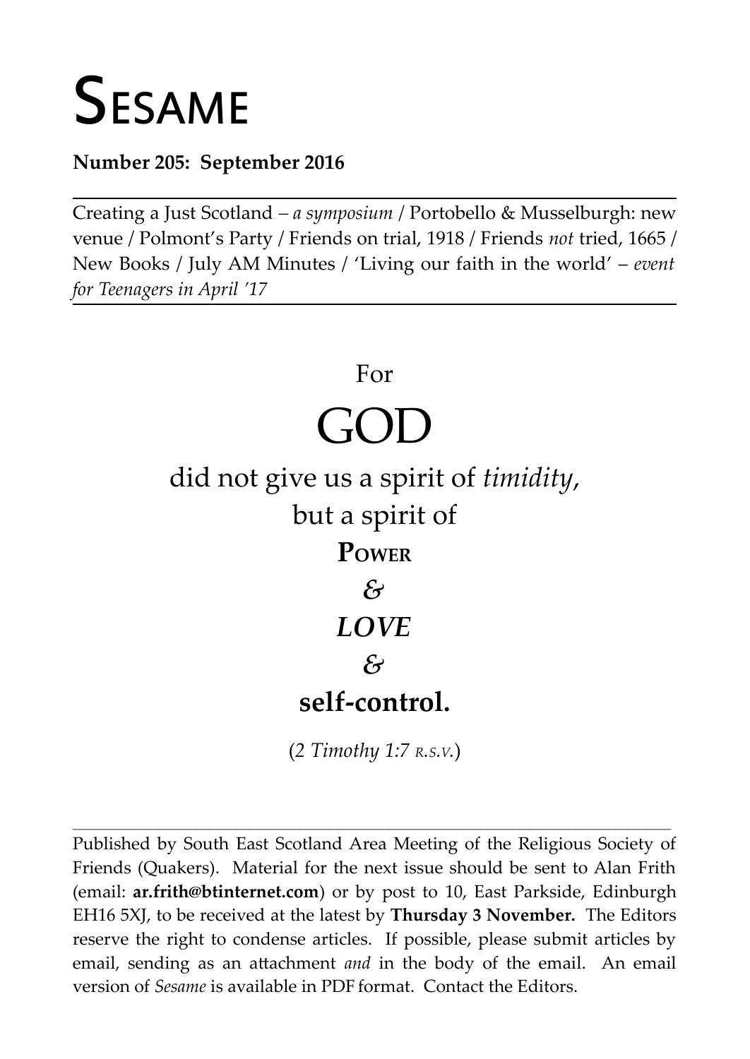# SESAME

**Number 205: September 2016**

---

Creating a Just Scotland – *a symposium* / Portobello & Musselburgh: new venue / Polmont's Party / Friends on trial, 1918 / Friends *not* tried, 1665 / New Books / July AM Minutes / 'Living our faith in the world' – *event for Teenagers in April '17*

---

For

GOD

did not give us a spirit of *timidity*,

but a spirit of

**POWER**

*&*

***LOVE***

*&*

**self-control.**

(*2 Timothy 1:7 R.S.V.*)

---

Published by South East Scotland Area Meeting of the Religious Society of Friends (Quakers). Material for the next issue should be sent to Alan Frith (email: **ar.frith@btinternet.com**) or by post to 10, East Parkside, Edinburgh EH16 5XJ, to be received at the latest by **Thursday 3 November.** The Editors reserve the right to condense articles. If possible, please submit articles by email, sending as an attachment *and* in the body of the email. An email version of *Sesame* is available in PDF format. Contact the Editors.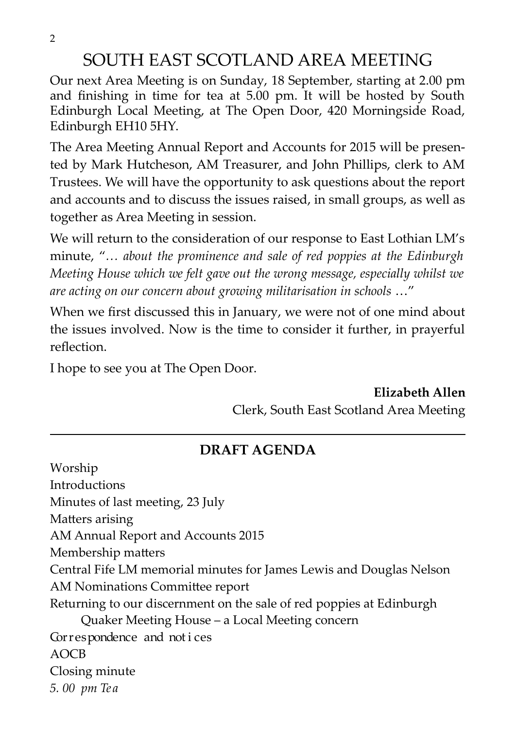# SOUTH EAST SCOTLAND AREA MEETING

Our next Area Meeting is on Sunday, 18 September, starting at 2.00 pm and finishing in time for tea at 5.00 pm. It will be hosted by South Edinburgh Local Meeting, at The Open Door, 420 Morningside Road, Edinburgh EH10 5HY.

The Area Meeting Annual Report and Accounts for 2015 will be presented by Mark Hutcheson, AM Treasurer, and John Phillips, clerk to AM Trustees. We will have the opportunity to ask questions about the report and accounts and to discuss the issues raised, in small groups, as well as together as Area Meeting in session.

We will return to the consideration of our response to East Lothian LM's minute, "*… about the prominence and sale of red poppies at the Edinburgh Meeting House which we felt gave out the wrong message, especially whilst we are acting on our concern about growing militarisation in schools* …"

When we first discussed this in January, we were not of one mind about the issues involved. Now is the time to consider it further, in prayerful reflection.

I hope to see you at The Open Door.

**Elizabeth Allen**
Clerk, South East Scotland Area Meeting

---

## DRAFT AGENDA

Worship
Introductions
Minutes of last meeting, 23 July
Matters arising
AM Annual Report and Accounts 2015
Membership matters
Central Fife LM memorial minutes for James Lewis and Douglas Nelson
AM Nominations Committee report
Returning to our discernment on the sale of red poppies at Edinburgh Quaker Meeting House – a Local Meeting concern
Correspondence and notices
AOCB
Closing minute
*5. 00 pm Tea*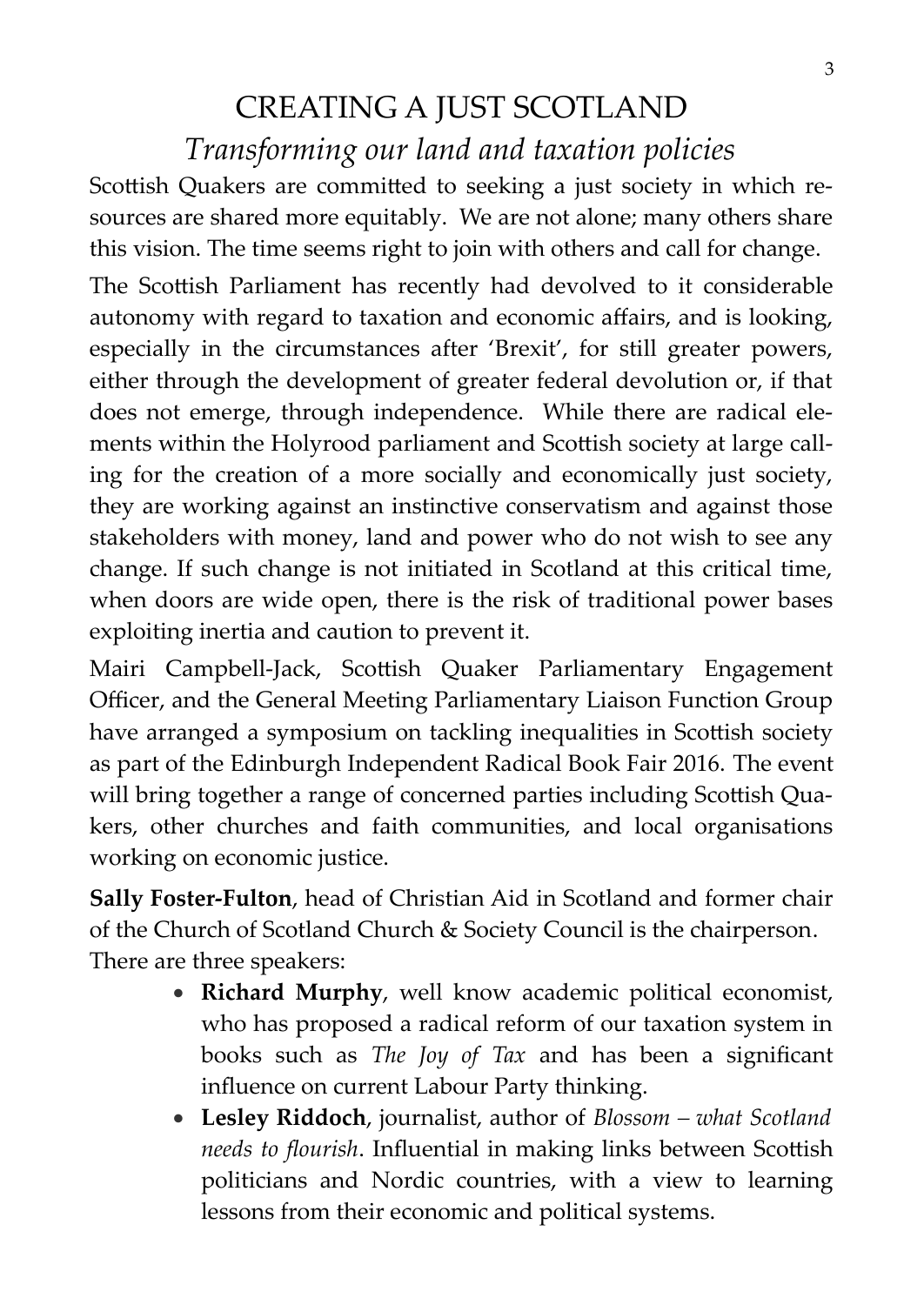# CREATING A JUST SCOTLAND

## *Transforming our land and taxation policies*

Scottish Quakers are committed to seeking a just society in which resources are shared more equitably. We are not alone; many others share this vision. The time seems right to join with others and call for change.

The Scottish Parliament has recently had devolved to it considerable autonomy with regard to taxation and economic affairs, and is looking, especially in the circumstances after 'Brexit', for still greater powers, either through the development of greater federal devolution or, if that does not emerge, through independence. While there are radical elements within the Holyrood parliament and Scottish society at large calling for the creation of a more socially and economically just society, they are working against an instinctive conservatism and against those stakeholders with money, land and power who do not wish to see any change. If such change is not initiated in Scotland at this critical time, when doors are wide open, there is the risk of traditional power bases exploiting inertia and caution to prevent it.

Mairi Campbell-Jack, Scottish Quaker Parliamentary Engagement Officer, and the General Meeting Parliamentary Liaison Function Group have arranged a symposium on tackling inequalities in Scottish society as part of the Edinburgh Independent Radical Book Fair 2016. The event will bring together a range of concerned parties including Scottish Quakers, other churches and faith communities, and local organisations working on economic justice.

**Sally Foster-Fulton**, head of Christian Aid in Scotland and former chair of the Church of Scotland Church & Society Council is the chairperson. There are three speakers:

- **Richard Murphy**, well know academic political economist, who has proposed a radical reform of our taxation system in books such as *The Joy of Tax* and has been a significant influence on current Labour Party thinking.
- **Lesley Riddoch**, journalist, author of *Blossom – what Scotland needs to flourish*. Influential in making links between Scottish politicians and Nordic countries, with a view to learning lessons from their economic and political systems.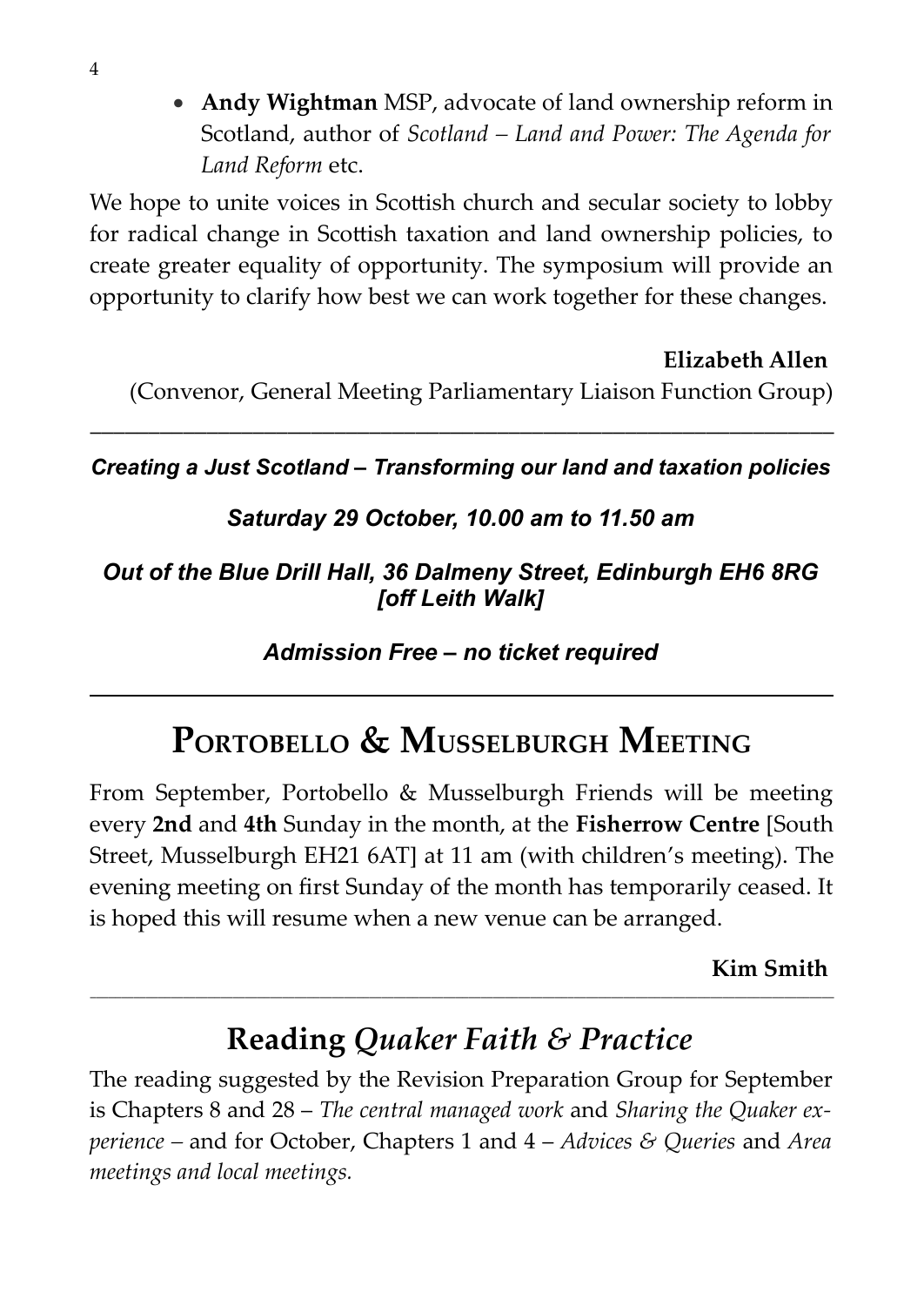- **Andy Wightman** MSP, advocate of land ownership reform in Scotland, author of *Scotland – Land and Power: The Agenda for Land Reform* etc.

We hope to unite voices in Scottish church and secular society to lobby for radical change in Scottish taxation and land ownership policies, to create greater equality of opportunity. The symposium will provide an opportunity to clarify how best we can work together for these changes.

**Elizabeth Allen**
(Convenor, General Meeting Parliamentary Liaison Function Group)

---

***Creating a Just Scotland – Transforming our land and taxation policies***

***Saturday 29 October, 10.00 am to 11.50 am***

***Out of the Blue Drill Hall, 36 Dalmeny Street, Edinburgh EH6 8RG [off Leith Walk]***

***Admission Free – no ticket required***

---

## Portobello & Musselburgh Meeting

From September, Portobello & Musselburgh Friends will be meeting every **2nd** and **4th** Sunday in the month, at the **Fisherrow Centre** [South Street, Musselburgh EH21 6AT] at 11 am (with children's meeting). The evening meeting on first Sunday of the month has temporarily ceased. It is hoped this will resume when a new venue can be arranged.

**Kim Smith**

---

## Reading *Quaker Faith & Practice*

The reading suggested by the Revision Preparation Group for September is Chapters 8 and 28 – *The central managed work* and *Sharing the Quaker experience* – and for October, Chapters 1 and 4 – *Advices & Queries* and *Area meetings and local meetings.*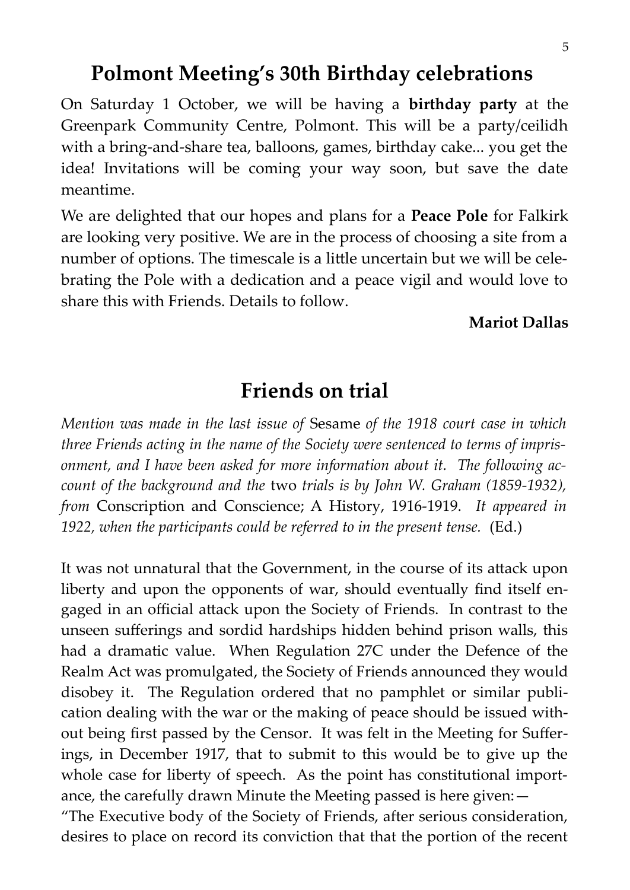## Polmont Meeting's 30th Birthday celebrations

On Saturday 1 October, we will be having a **birthday party** at the Greenpark Community Centre, Polmont. This will be a party/ceilidh with a bring-and-share tea, balloons, games, birthday cake... you get the idea! Invitations will be coming your way soon, but save the date meantime.

We are delighted that our hopes and plans for a **Peace Pole** for Falkirk are looking very positive. We are in the process of choosing a site from a number of options. The timescale is a little uncertain but we will be celebrating the Pole with a dedication and a peace vigil and would love to share this with Friends. Details to follow.

**Mariot Dallas**

## Friends on trial

*Mention was made in the last issue of* Sesame *of the 1918 court case in which three Friends acting in the name of the Society were sentenced to terms of imprisonment, and I have been asked for more information about it. The following account of the background and the* two *trials is by John W. Graham (1859-1932), from* Conscription and Conscience; A History, 1916-1919. *It appeared in 1922, when the participants could be referred to in the present tense.* (Ed.)

It was not unnatural that the Government, in the course of its attack upon liberty and upon the opponents of war, should eventually find itself engaged in an official attack upon the Society of Friends. In contrast to the unseen sufferings and sordid hardships hidden behind prison walls, this had a dramatic value. When Regulation 27C under the Defence of the Realm Act was promulgated, the Society of Friends announced they would disobey it. The Regulation ordered that no pamphlet or similar publication dealing with the war or the making of peace should be issued without being first passed by the Censor. It was felt in the Meeting for Sufferings, in December 1917, that to submit to this would be to give up the whole case for liberty of speech. As the point has constitutional importance, the carefully drawn Minute the Meeting passed is here given:—

"The Executive body of the Society of Friends, after serious consideration, desires to place on record its conviction that that the portion of the recent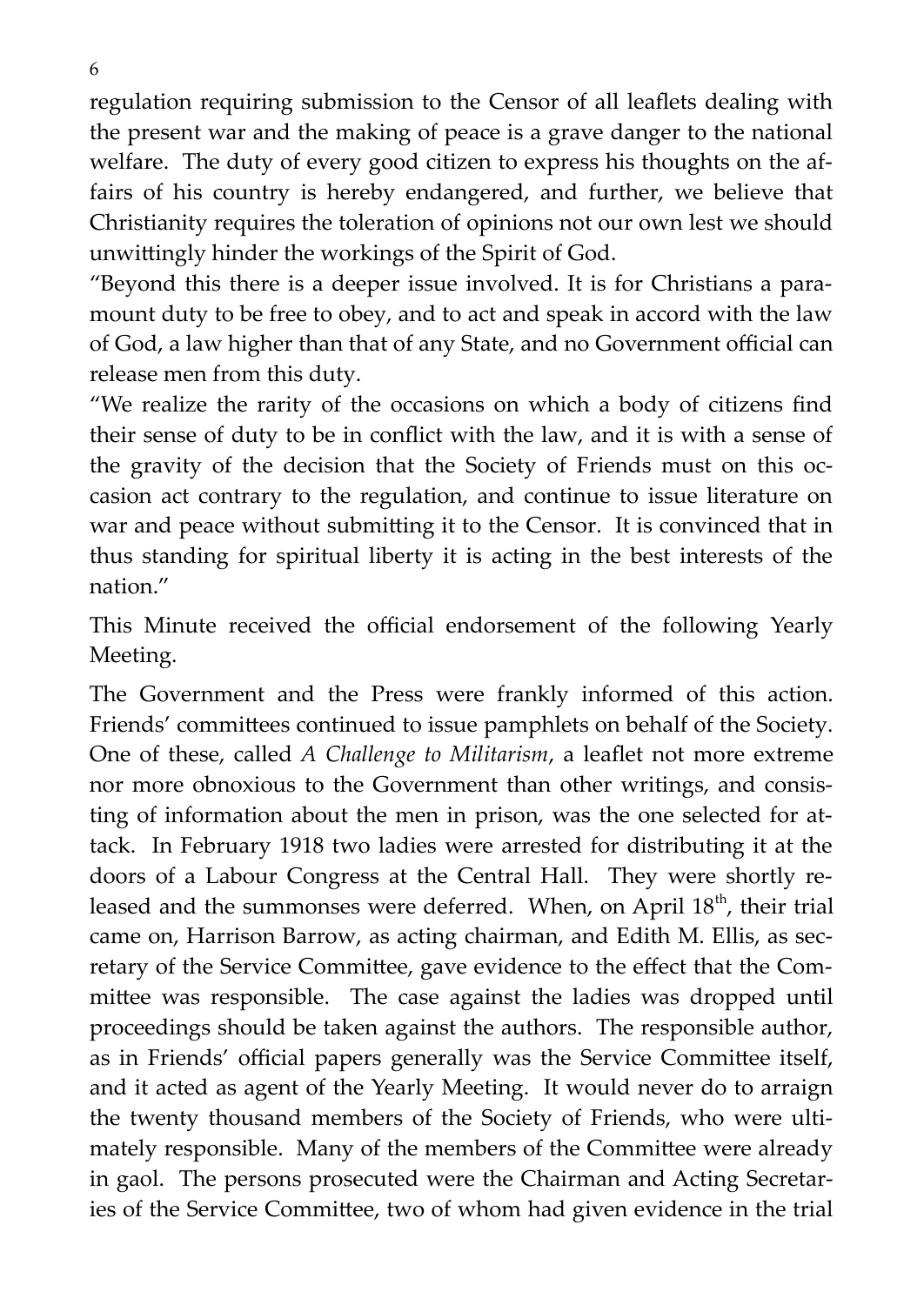regulation requiring submission to the Censor of all leaflets dealing with the present war and the making of peace is a grave danger to the national welfare. The duty of every good citizen to express his thoughts on the affairs of his country is hereby endangered, and further, we believe that Christianity requires the toleration of opinions not our own lest we should unwittingly hinder the workings of the Spirit of God.

"Beyond this there is a deeper issue involved. It is for Christians a paramount duty to be free to obey, and to act and speak in accord with the law of God, a law higher than that of any State, and no Government official can release men from this duty.

"We realize the rarity of the occasions on which a body of citizens find their sense of duty to be in conflict with the law, and it is with a sense of the gravity of the decision that the Society of Friends must on this occasion act contrary to the regulation, and continue to issue literature on war and peace without submitting it to the Censor. It is convinced that in thus standing for spiritual liberty it is acting in the best interests of the nation."

This Minute received the official endorsement of the following Yearly Meeting.

The Government and the Press were frankly informed of this action. Friends' committees continued to issue pamphlets on behalf of the Society. One of these, called *A Challenge to Militarism*, a leaflet not more extreme nor more obnoxious to the Government than other writings, and consisting of information about the men in prison, was the one selected for attack. In February 1918 two ladies were arrested for distributing it at the doors of a Labour Congress at the Central Hall. They were shortly released and the summonses were deferred. When, on April 18th, their trial came on, Harrison Barrow, as acting chairman, and Edith M. Ellis, as secretary of the Service Committee, gave evidence to the effect that the Committee was responsible. The case against the ladies was dropped until proceedings should be taken against the authors. The responsible author, as in Friends' official papers generally was the Service Committee itself, and it acted as agent of the Yearly Meeting. It would never do to arraign the twenty thousand members of the Society of Friends, who were ultimately responsible. Many of the members of the Committee were already in gaol. The persons prosecuted were the Chairman and Acting Secretaries of the Service Committee, two of whom had given evidence in the trial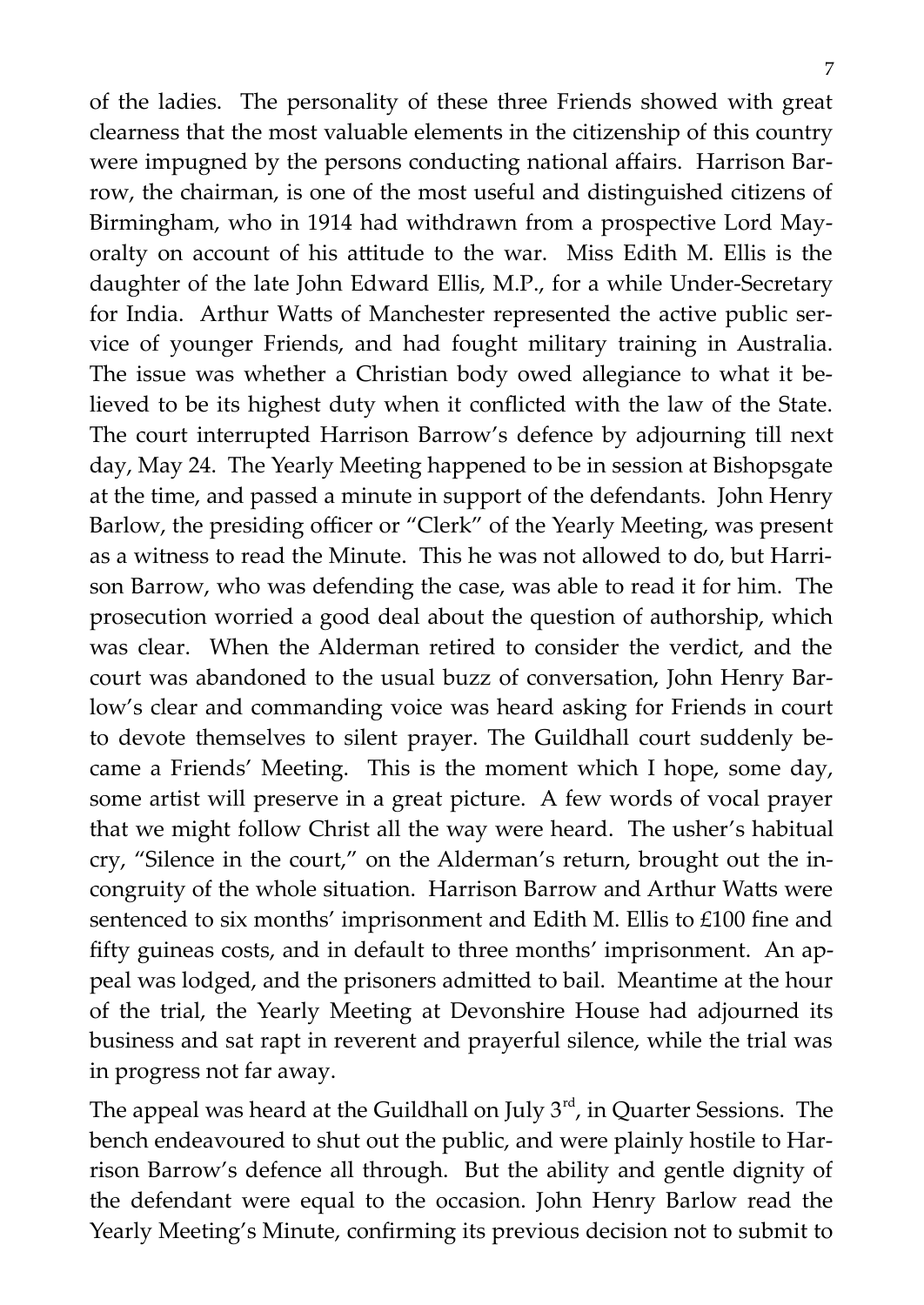of the ladies. The personality of these three Friends showed with great clearness that the most valuable elements in the citizenship of this country were impugned by the persons conducting national affairs. Harrison Barrow, the chairman, is one of the most useful and distinguished citizens of Birmingham, who in 1914 had withdrawn from a prospective Lord Mayoralty on account of his attitude to the war. Miss Edith M. Ellis is the daughter of the late John Edward Ellis, M.P., for a while Under-Secretary for India. Arthur Watts of Manchester represented the active public service of younger Friends, and had fought military training in Australia. The issue was whether a Christian body owed allegiance to what it believed to be its highest duty when it conflicted with the law of the State. The court interrupted Harrison Barrow's defence by adjourning till next day, May 24. The Yearly Meeting happened to be in session at Bishopsgate at the time, and passed a minute in support of the defendants. John Henry Barlow, the presiding officer or "Clerk" of the Yearly Meeting, was present as a witness to read the Minute. This he was not allowed to do, but Harrison Barrow, who was defending the case, was able to read it for him. The prosecution worried a good deal about the question of authorship, which was clear. When the Alderman retired to consider the verdict, and the court was abandoned to the usual buzz of conversation, John Henry Barlow's clear and commanding voice was heard asking for Friends in court to devote themselves to silent prayer. The Guildhall court suddenly became a Friends' Meeting. This is the moment which I hope, some day, some artist will preserve in a great picture. A few words of vocal prayer that we might follow Christ all the way were heard. The usher's habitual cry, "Silence in the court," on the Alderman's return, brought out the incongruity of the whole situation. Harrison Barrow and Arthur Watts were sentenced to six months' imprisonment and Edith M. Ellis to £100 fine and fifty guineas costs, and in default to three months' imprisonment. An appeal was lodged, and the prisoners admitted to bail. Meantime at the hour of the trial, the Yearly Meeting at Devonshire House had adjourned its business and sat rapt in reverent and prayerful silence, while the trial was in progress not far away.

The appeal was heard at the Guildhall on July 3rd, in Quarter Sessions. The bench endeavoured to shut out the public, and were plainly hostile to Harrison Barrow's defence all through. But the ability and gentle dignity of the defendant were equal to the occasion. John Henry Barlow read the Yearly Meeting's Minute, confirming its previous decision not to submit to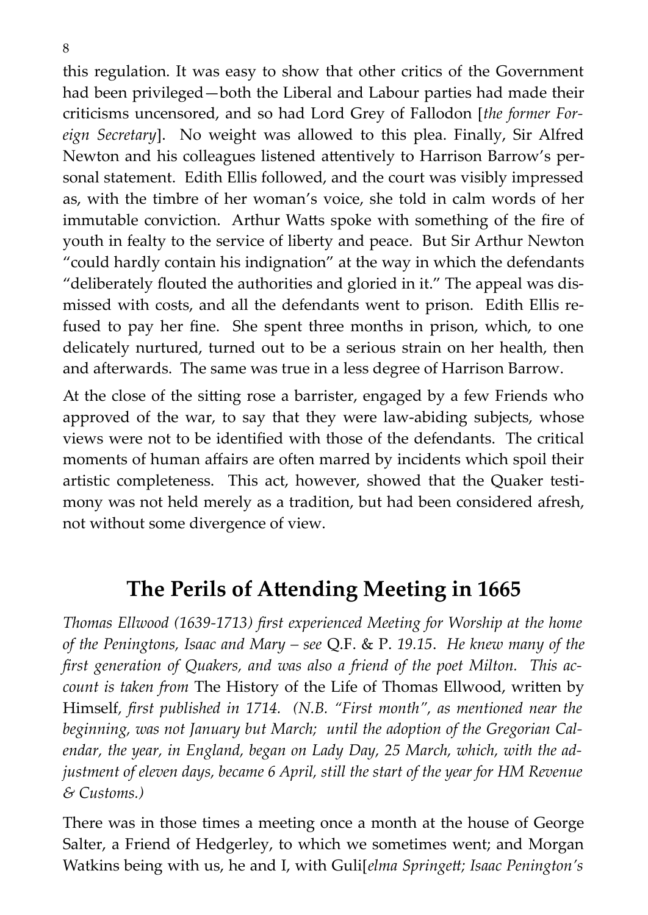this regulation. It was easy to show that other critics of the Government had been privileged—both the Liberal and Labour parties had made their criticisms uncensored, and so had Lord Grey of Fallodon [*the former Foreign Secretary*]. No weight was allowed to this plea. Finally, Sir Alfred Newton and his colleagues listened attentively to Harrison Barrow's personal statement. Edith Ellis followed, and the court was visibly impressed as, with the timbre of her woman's voice, she told in calm words of her immutable conviction. Arthur Watts spoke with something of the fire of youth in fealty to the service of liberty and peace. But Sir Arthur Newton "could hardly contain his indignation" at the way in which the defendants "deliberately flouted the authorities and gloried in it." The appeal was dismissed with costs, and all the defendants went to prison. Edith Ellis refused to pay her fine. She spent three months in prison, which, to one delicately nurtured, turned out to be a serious strain on her health, then and afterwards. The same was true in a less degree of Harrison Barrow.

At the close of the sitting rose a barrister, engaged by a few Friends who approved of the war, to say that they were law-abiding subjects, whose views were not to be identified with those of the defendants. The critical moments of human affairs are often marred by incidents which spoil their artistic completeness. This act, however, showed that the Quaker testimony was not held merely as a tradition, but had been considered afresh, not without some divergence of view.

## The Perils of Attending Meeting in 1665

*Thomas Ellwood (1639-1713) first experienced Meeting for Worship at the home of the Peningtons, Isaac and Mary – see* Q.F. & P. *19.15. He knew many of the first generation of Quakers, and was also a friend of the poet Milton. This account is taken from* The History of the Life of Thomas Ellwood, written by Himself, *first published in 1714. (N.B. "First month", as mentioned near the beginning, was not January but March; until the adoption of the Gregorian Calendar, the year, in England, began on Lady Day, 25 March, which, with the adjustment of eleven days, became 6 April, still the start of the year for HM Revenue & Customs.)*

There was in those times a meeting once a month at the house of George Salter, a Friend of Hedgerley, to which we sometimes went; and Morgan Watkins being with us, he and I, with Guli[*elma Springett; Isaac Penington's*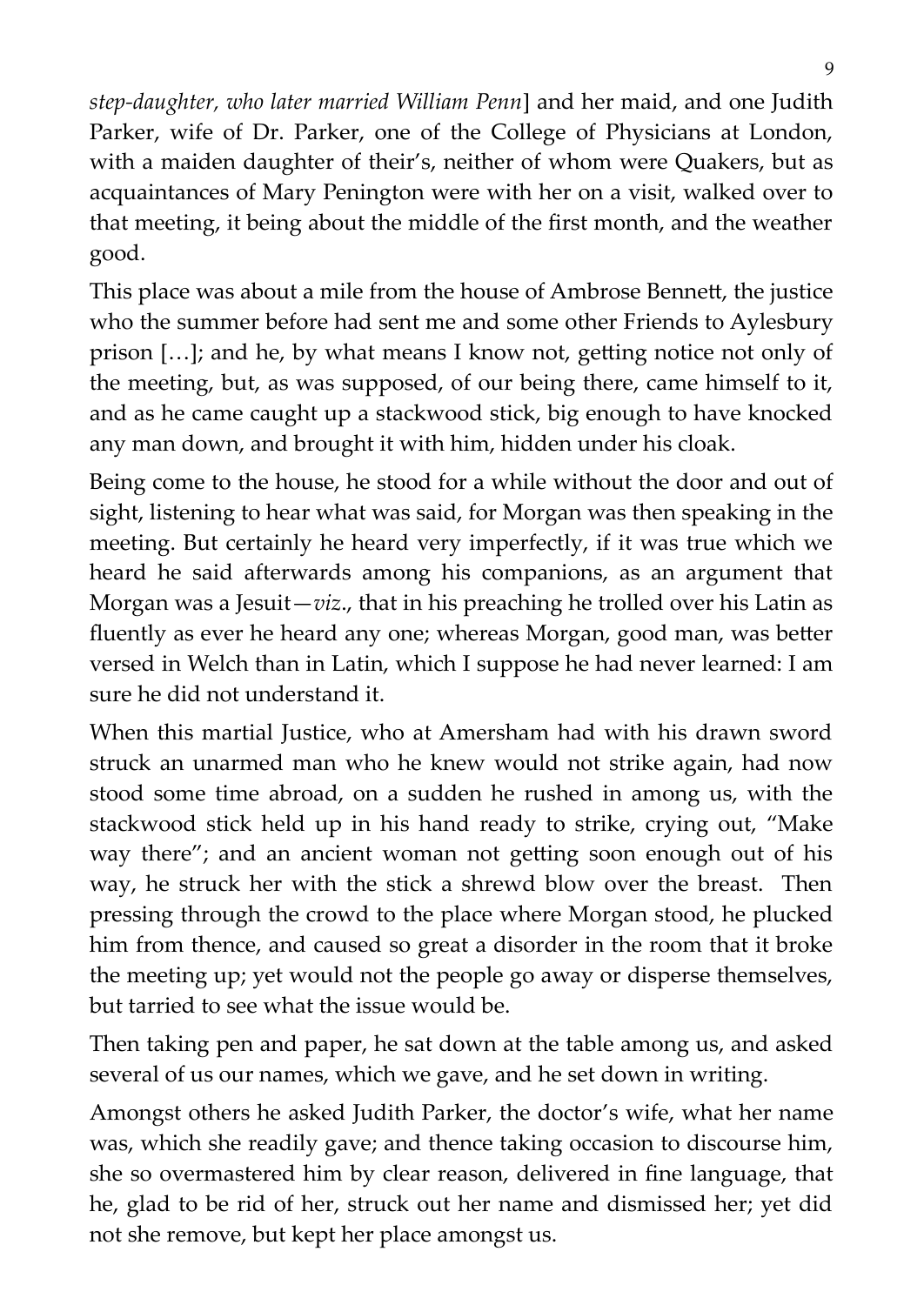*step-daughter, who later married William Penn*] and her maid, and one Judith Parker, wife of Dr. Parker, one of the College of Physicians at London, with a maiden daughter of their's, neither of whom were Quakers, but as acquaintances of Mary Penington were with her on a visit, walked over to that meeting, it being about the middle of the first month, and the weather good.

This place was about a mile from the house of Ambrose Bennett, the justice who the summer before had sent me and some other Friends to Aylesbury prison […]; and he, by what means I know not, getting notice not only of the meeting, but, as was supposed, of our being there, came himself to it, and as he came caught up a stackwood stick, big enough to have knocked any man down, and brought it with him, hidden under his cloak.

Being come to the house, he stood for a while without the door and out of sight, listening to hear what was said, for Morgan was then speaking in the meeting. But certainly he heard very imperfectly, if it was true which we heard he said afterwards among his companions, as an argument that Morgan was a Jesuit—*viz*., that in his preaching he trolled over his Latin as fluently as ever he heard any one; whereas Morgan, good man, was better versed in Welch than in Latin, which I suppose he had never learned: I am sure he did not understand it.

When this martial Justice, who at Amersham had with his drawn sword struck an unarmed man who he knew would not strike again, had now stood some time abroad, on a sudden he rushed in among us, with the stackwood stick held up in his hand ready to strike, crying out, "Make way there"; and an ancient woman not getting soon enough out of his way, he struck her with the stick a shrewd blow over the breast. Then pressing through the crowd to the place where Morgan stood, he plucked him from thence, and caused so great a disorder in the room that it broke the meeting up; yet would not the people go away or disperse themselves, but tarried to see what the issue would be.

Then taking pen and paper, he sat down at the table among us, and asked several of us our names, which we gave, and he set down in writing.

Amongst others he asked Judith Parker, the doctor's wife, what her name was, which she readily gave; and thence taking occasion to discourse him, she so overmastered him by clear reason, delivered in fine language, that he, glad to be rid of her, struck out her name and dismissed her; yet did not she remove, but kept her place amongst us.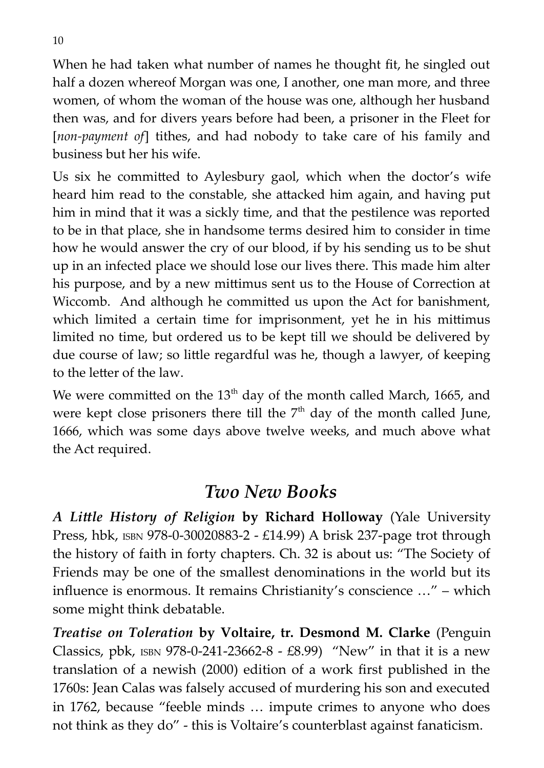When he had taken what number of names he thought fit, he singled out half a dozen whereof Morgan was one, I another, one man more, and three women, of whom the woman of the house was one, although her husband then was, and for divers years before had been, a prisoner in the Fleet for [*non-payment of*] tithes, and had nobody to take care of his family and business but her his wife.

Us six he committed to Aylesbury gaol, which when the doctor's wife heard him read to the constable, she attacked him again, and having put him in mind that it was a sickly time, and that the pestilence was reported to be in that place, she in handsome terms desired him to consider in time how he would answer the cry of our blood, if by his sending us to be shut up in an infected place we should lose our lives there. This made him alter his purpose, and by a new mittimus sent us to the House of Correction at Wiccomb. And although he committed us upon the Act for banishment, which limited a certain time for imprisonment, yet he in his mittimus limited no time, but ordered us to be kept till we should be delivered by due course of law; so little regardful was he, though a lawyer, of keeping to the letter of the law.

We were committed on the 13th day of the month called March, 1665, and were kept close prisoners there till the 7th day of the month called June, 1666, which was some days above twelve weeks, and much above what the Act required.

## *Two New Books*

***A Little History of Religion*** **by Richard Holloway** (Yale University Press, hbk, ISBN 978-0-30020883-2 - £14.99) A brisk 237-page trot through the history of faith in forty chapters. Ch. 32 is about us: "The Society of Friends may be one of the smallest denominations in the world but its influence is enormous. It remains Christianity's conscience …" – which some might think debatable.

***Treatise on Toleration*** **by Voltaire, tr. Desmond M. Clarke** (Penguin Classics, pbk, ISBN 978-0-241-23662-8 - £8.99) "New" in that it is a new translation of a newish (2000) edition of a work first published in the 1760s: Jean Calas was falsely accused of murdering his son and executed in 1762, because "feeble minds … impute crimes to anyone who does not think as they do" - this is Voltaire's counterblast against fanaticism.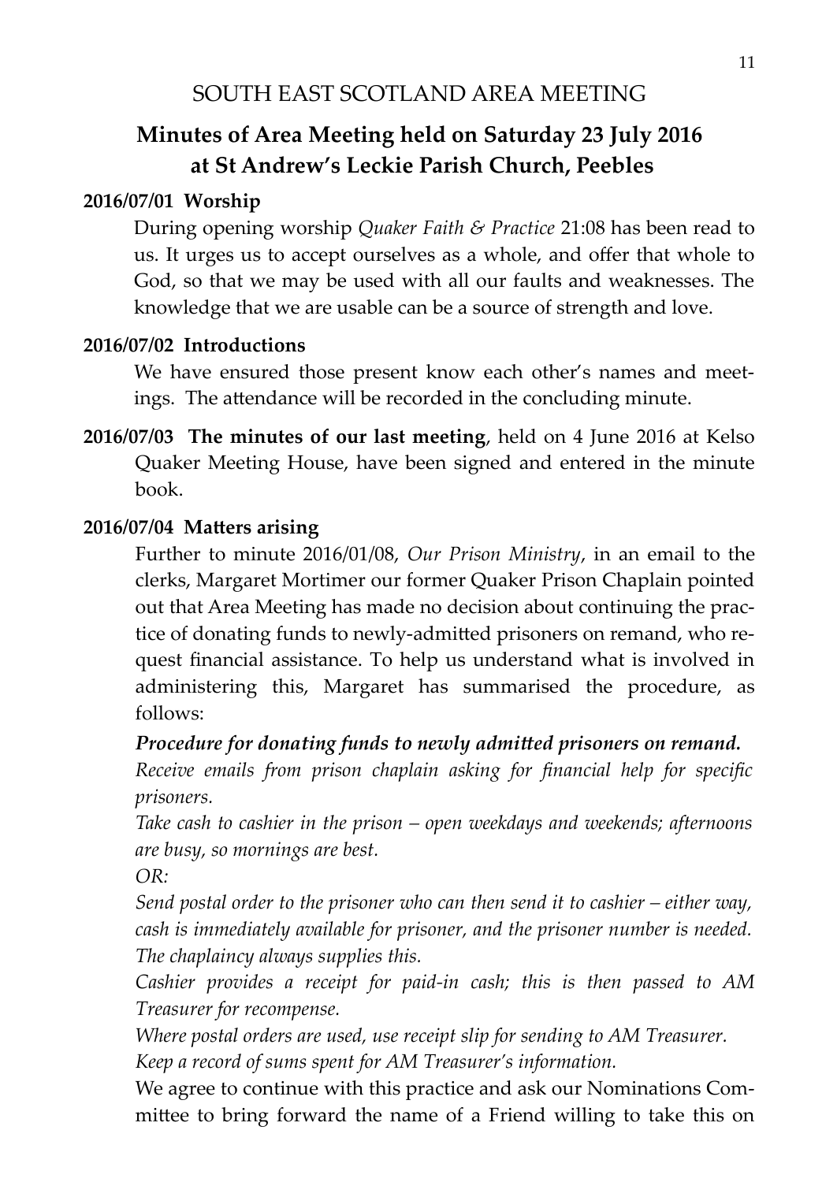SOUTH EAST SCOTLAND AREA MEETING

# Minutes of Area Meeting held on Saturday 23 July 2016 at St Andrew's Leckie Parish Church, Peebles

**2016/07/01 Worship**

During opening worship *Quaker Faith & Practice* 21:08 has been read to us. It urges us to accept ourselves as a whole, and offer that whole to God, so that we may be used with all our faults and weaknesses. The knowledge that we are usable can be a source of strength and love.

**2016/07/02 Introductions**

We have ensured those present know each other's names and meetings. The attendance will be recorded in the concluding minute.

**2016/07/03 The minutes of our last meeting**, held on 4 June 2016 at Kelso Quaker Meeting House, have been signed and entered in the minute book.

**2016/07/04 Matters arising**

Further to minute 2016/01/08, *Our Prison Ministry*, in an email to the clerks, Margaret Mortimer our former Quaker Prison Chaplain pointed out that Area Meeting has made no decision about continuing the practice of donating funds to newly-admitted prisoners on remand, who request financial assistance. To help us understand what is involved in administering this, Margaret has summarised the procedure, as follows:

***Procedure for donating funds to newly admitted prisoners on remand.***

*Receive emails from prison chaplain asking for financial help for specific prisoners.*

*Take cash to cashier in the prison – open weekdays and weekends; afternoons are busy, so mornings are best.*

*OR:*

*Send postal order to the prisoner who can then send it to cashier – either way, cash is immediately available for prisoner, and the prisoner number is needed. The chaplaincy always supplies this.*

*Cashier provides a receipt for paid-in cash; this is then passed to AM Treasurer for recompense.*

*Where postal orders are used, use receipt slip for sending to AM Treasurer.*

*Keep a record of sums spent for AM Treasurer's information.*

We agree to continue with this practice and ask our Nominations Committee to bring forward the name of a Friend willing to take this on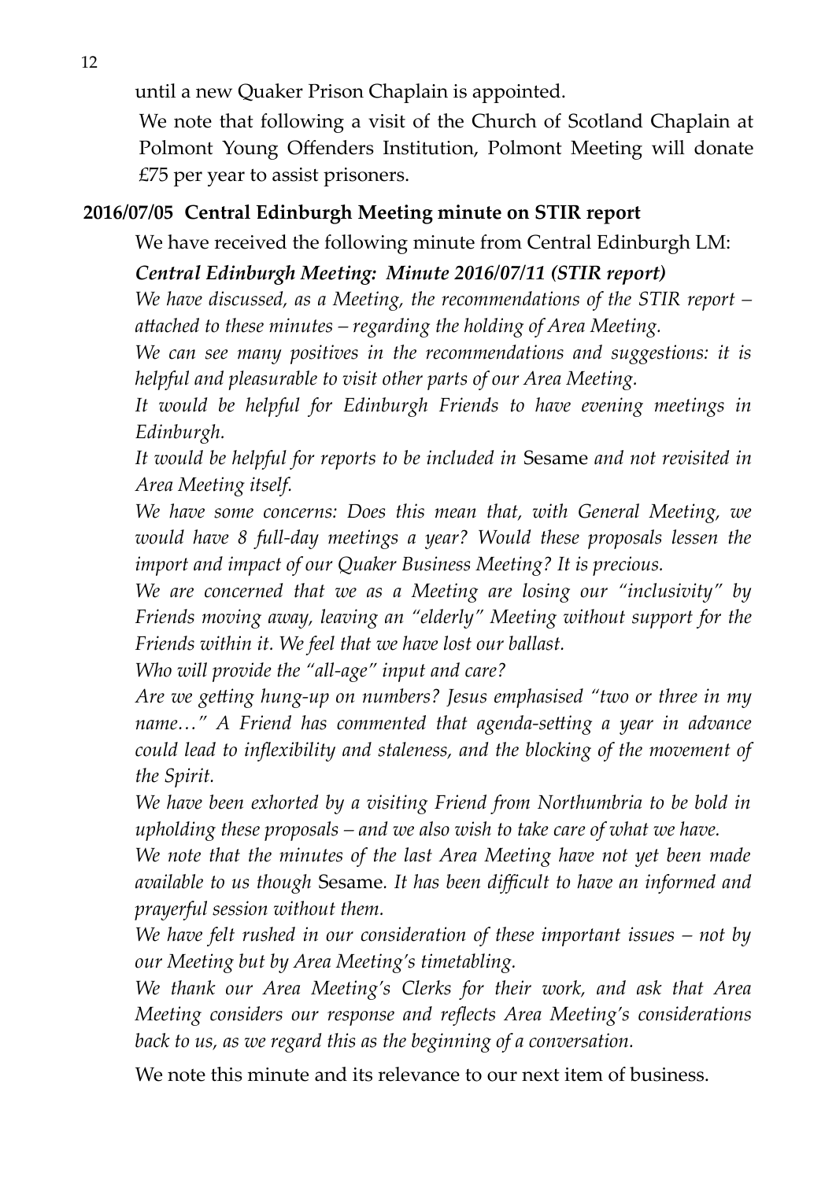until a new Quaker Prison Chaplain is appointed.

We note that following a visit of the Church of Scotland Chaplain at Polmont Young Offenders Institution, Polmont Meeting will donate £75 per year to assist prisoners.

**2016/07/05 Central Edinburgh Meeting minute on STIR report**

We have received the following minute from Central Edinburgh LM:

***Central Edinburgh Meeting: Minute 2016/07/11 (STIR report)***

*We have discussed, as a Meeting, the recommendations of the STIR report – attached to these minutes – regarding the holding of Area Meeting.*

*We can see many positives in the recommendations and suggestions: it is helpful and pleasurable to visit other parts of our Area Meeting.*

*It would be helpful for Edinburgh Friends to have evening meetings in Edinburgh.*

*It would be helpful for reports to be included in* Sesame *and not revisited in Area Meeting itself.*

*We have some concerns: Does this mean that, with General Meeting, we would have 8 full-day meetings a year? Would these proposals lessen the import and impact of our Quaker Business Meeting? It is precious.*

*We are concerned that we as a Meeting are losing our "inclusivity" by Friends moving away, leaving an "elderly" Meeting without support for the Friends within it. We feel that we have lost our ballast.*

*Who will provide the "all-age" input and care?*

*Are we getting hung-up on numbers? Jesus emphasised "two or three in my name…" A Friend has commented that agenda-setting a year in advance could lead to inflexibility and staleness, and the blocking of the movement of the Spirit.*

*We have been exhorted by a visiting Friend from Northumbria to be bold in upholding these proposals – and we also wish to take care of what we have.*

*We note that the minutes of the last Area Meeting have not yet been made available to us though* Sesame*. It has been difficult to have an informed and prayerful session without them.*

*We have felt rushed in our consideration of these important issues – not by our Meeting but by Area Meeting's timetabling.*

*We thank our Area Meeting's Clerks for their work, and ask that Area Meeting considers our response and reflects Area Meeting's considerations back to us, as we regard this as the beginning of a conversation.*

We note this minute and its relevance to our next item of business.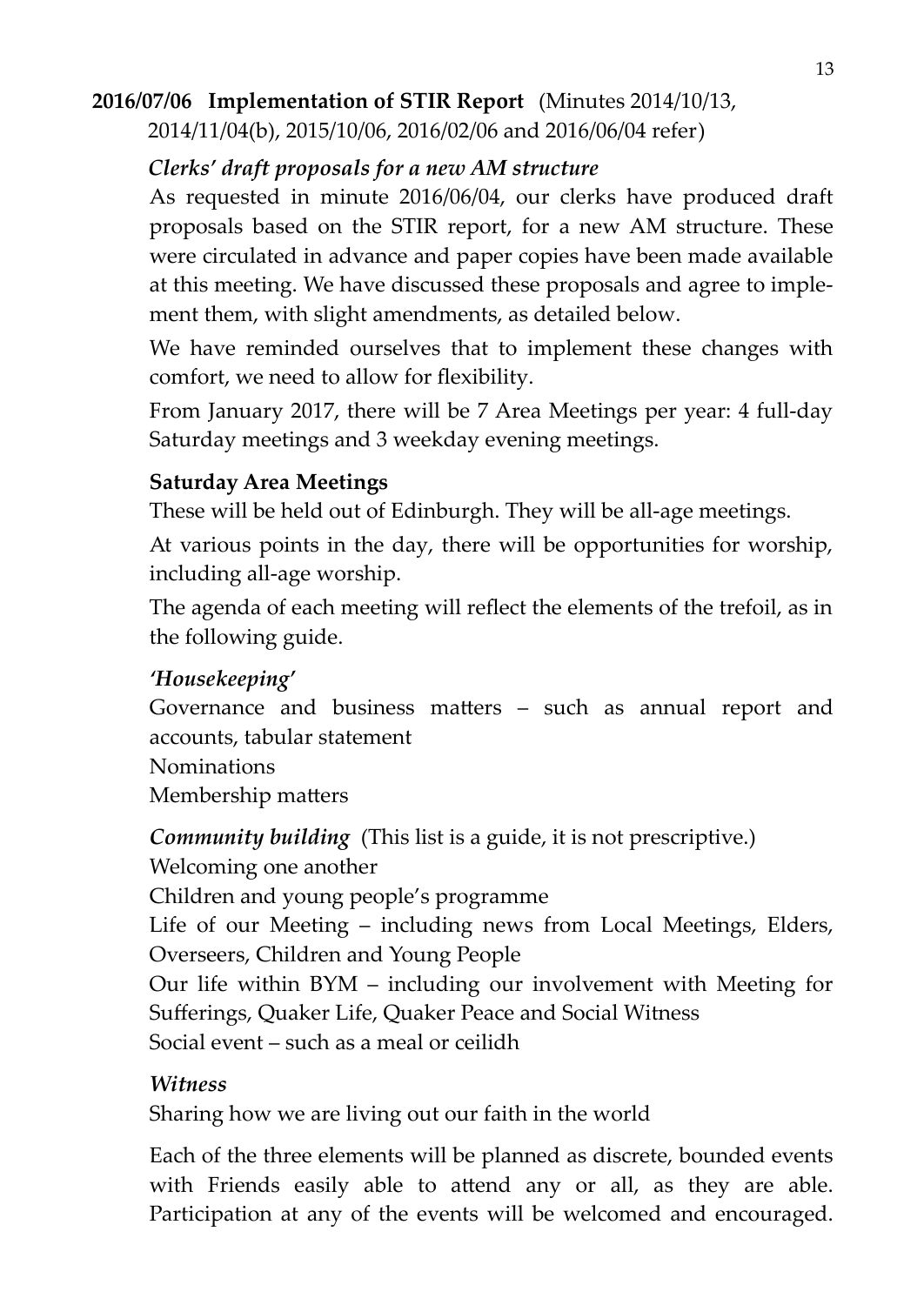**2016/07/06 Implementation of STIR Report** (Minutes 2014/10/13, 2014/11/04(b), 2015/10/06, 2016/02/06 and 2016/06/04 refer)

***Clerks' draft proposals for a new AM structure***

As requested in minute 2016/06/04, our clerks have produced draft proposals based on the STIR report, for a new AM structure. These were circulated in advance and paper copies have been made available at this meeting. We have discussed these proposals and agree to implement them, with slight amendments, as detailed below.

We have reminded ourselves that to implement these changes with comfort, we need to allow for flexibility.

From January 2017, there will be 7 Area Meetings per year: 4 full-day Saturday meetings and 3 weekday evening meetings.

**Saturday Area Meetings**

These will be held out of Edinburgh. They will be all-age meetings.

At various points in the day, there will be opportunities for worship, including all-age worship.

The agenda of each meeting will reflect the elements of the trefoil, as in the following guide.

***'Housekeeping'***

Governance and business matters – such as annual report and accounts, tabular statement
Nominations
Membership matters

***Community building*** (This list is a guide, it is not prescriptive.)

Welcoming one another
Children and young people's programme
Life of our Meeting – including news from Local Meetings, Elders, Overseers, Children and Young People
Our life within BYM – including our involvement with Meeting for Sufferings, Quaker Life, Quaker Peace and Social Witness
Social event – such as a meal or ceilidh

***Witness***

Sharing how we are living out our faith in the world

Each of the three elements will be planned as discrete, bounded events with Friends easily able to attend any or all, as they are able. Participation at any of the events will be welcomed and encouraged.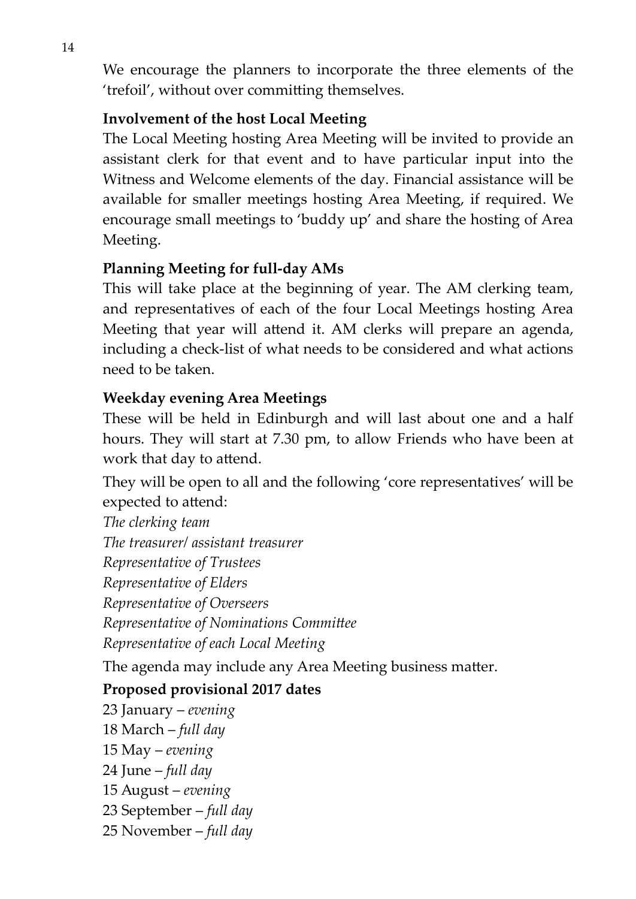We encourage the planners to incorporate the three elements of the 'trefoil', without over committing themselves.

**Involvement of the host Local Meeting**

The Local Meeting hosting Area Meeting will be invited to provide an assistant clerk for that event and to have particular input into the Witness and Welcome elements of the day. Financial assistance will be available for smaller meetings hosting Area Meeting, if required. We encourage small meetings to 'buddy up' and share the hosting of Area Meeting.

**Planning Meeting for full-day AMs**

This will take place at the beginning of year. The AM clerking team, and representatives of each of the four Local Meetings hosting Area Meeting that year will attend it. AM clerks will prepare an agenda, including a check-list of what needs to be considered and what actions need to be taken.

**Weekday evening Area Meetings**

These will be held in Edinburgh and will last about one and a half hours. They will start at 7.30 pm, to allow Friends who have been at work that day to attend.

They will be open to all and the following 'core representatives' will be expected to attend:

*The clerking team*
*The treasurer/ assistant treasurer*
*Representative of Trustees*
*Representative of Elders*
*Representative of Overseers*
*Representative of Nominations Committee*
*Representative of each Local Meeting*

The agenda may include any Area Meeting business matter.

**Proposed provisional 2017 dates**

23 January – *evening*
18 March – *full day*
15 May – *evening*
24 June – *full day*
15 August – *evening*
23 September – *full day*
25 November – *full day*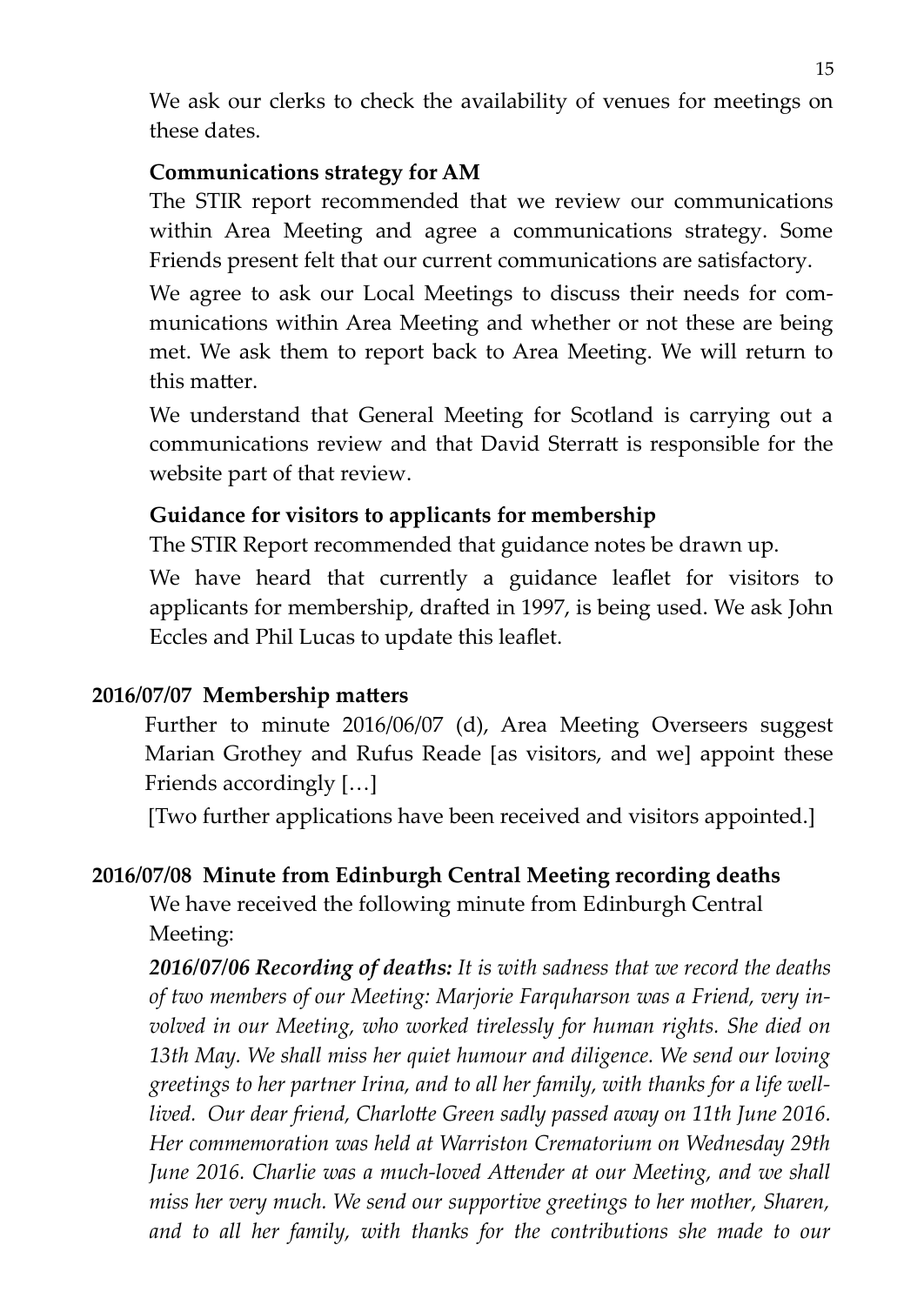We ask our clerks to check the availability of venues for meetings on these dates.

**Communications strategy for AM**

The STIR report recommended that we review our communications within Area Meeting and agree a communications strategy. Some Friends present felt that our current communications are satisfactory.

We agree to ask our Local Meetings to discuss their needs for communications within Area Meeting and whether or not these are being met. We ask them to report back to Area Meeting. We will return to this matter.

We understand that General Meeting for Scotland is carrying out a communications review and that David Sterratt is responsible for the website part of that review.

**Guidance for visitors to applicants for membership**

The STIR Report recommended that guidance notes be drawn up.

We have heard that currently a guidance leaflet for visitors to applicants for membership, drafted in 1997, is being used. We ask John Eccles and Phil Lucas to update this leaflet.

### 2016/07/07 Membership matters

Further to minute 2016/06/07 (d), Area Meeting Overseers suggest Marian Grothey and Rufus Reade [as visitors, and we] appoint these Friends accordingly […]

[Two further applications have been received and visitors appointed.]

### 2016/07/08 Minute from Edinburgh Central Meeting recording deaths

We have received the following minute from Edinburgh Central Meeting:

***2016/07/06 Recording of deaths:*** *It is with sadness that we record the deaths of two members of our Meeting: Marjorie Farquharson was a Friend, very involved in our Meeting, who worked tirelessly for human rights. She died on 13th May. We shall miss her quiet humour and diligence. We send our loving greetings to her partner Irina, and to all her family, with thanks for a life well-lived. Our dear friend, Charlotte Green sadly passed away on 11th June 2016. Her commemoration was held at Warriston Crematorium on Wednesday 29th June 2016. Charlie was a much-loved Attender at our Meeting, and we shall miss her very much. We send our supportive greetings to her mother, Sharen, and to all her family, with thanks for the contributions she made to our*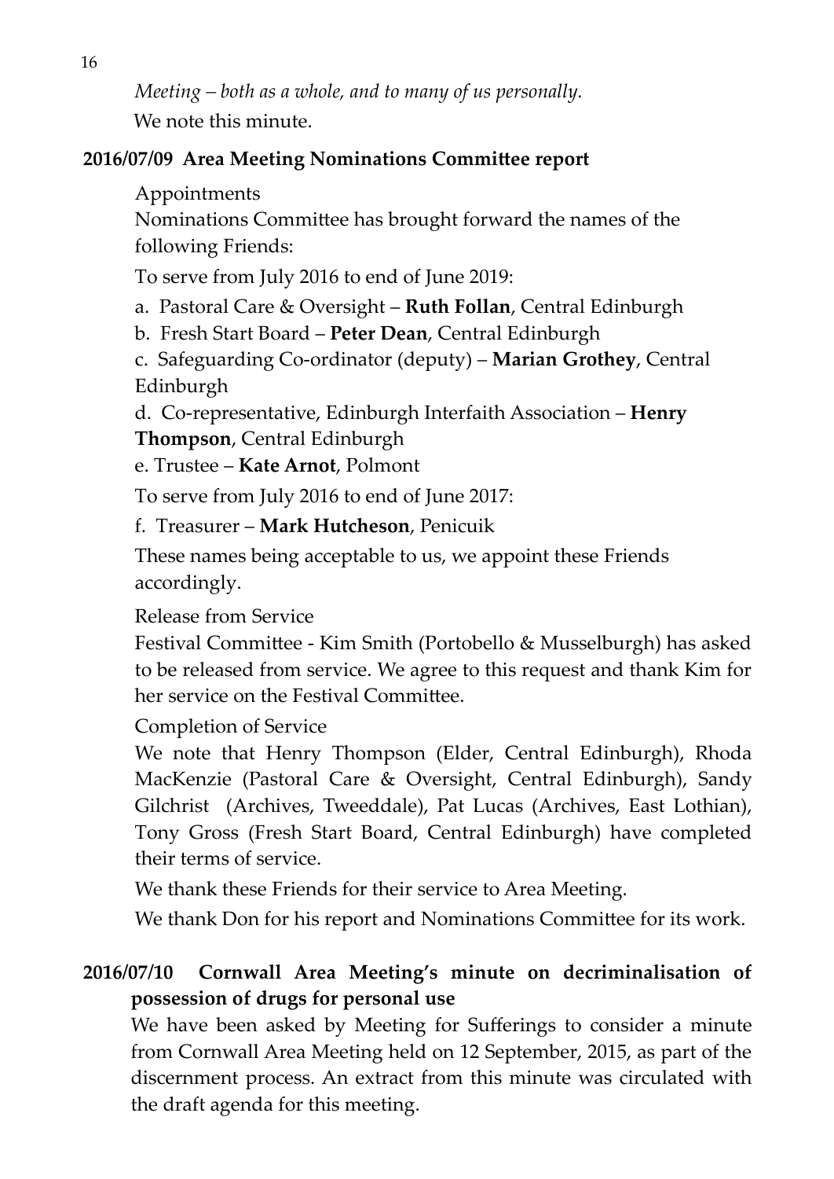*Meeting – both as a whole, and to many of us personally.*

We note this minute.

**2016/07/09 Area Meeting Nominations Committee report**

Appointments

Nominations Committee has brought forward the names of the following Friends:

To serve from July 2016 to end of June 2019:

a. Pastoral Care & Oversight – **Ruth Follan**, Central Edinburgh

b. Fresh Start Board – **Peter Dean**, Central Edinburgh

c. Safeguarding Co-ordinator (deputy) – **Marian Grothey**, Central Edinburgh

d. Co-representative, Edinburgh Interfaith Association – **Henry Thompson**, Central Edinburgh

e. Trustee – **Kate Arnot**, Polmont

To serve from July 2016 to end of June 2017:

f. Treasurer – **Mark Hutcheson**, Penicuik

These names being acceptable to us, we appoint these Friends accordingly.

Release from Service

Festival Committee - Kim Smith (Portobello & Musselburgh) has asked to be released from service. We agree to this request and thank Kim for her service on the Festival Committee.

Completion of Service

We note that Henry Thompson (Elder, Central Edinburgh), Rhoda MacKenzie (Pastoral Care & Oversight, Central Edinburgh), Sandy Gilchrist (Archives, Tweeddale), Pat Lucas (Archives, East Lothian), Tony Gross (Fresh Start Board, Central Edinburgh) have completed their terms of service.

We thank these Friends for their service to Area Meeting.

We thank Don for his report and Nominations Committee for its work.

**2016/07/10 Cornwall Area Meeting's minute on decriminalisation of possession of drugs for personal use**

We have been asked by Meeting for Sufferings to consider a minute from Cornwall Area Meeting held on 12 September, 2015, as part of the discernment process. An extract from this minute was circulated with the draft agenda for this meeting.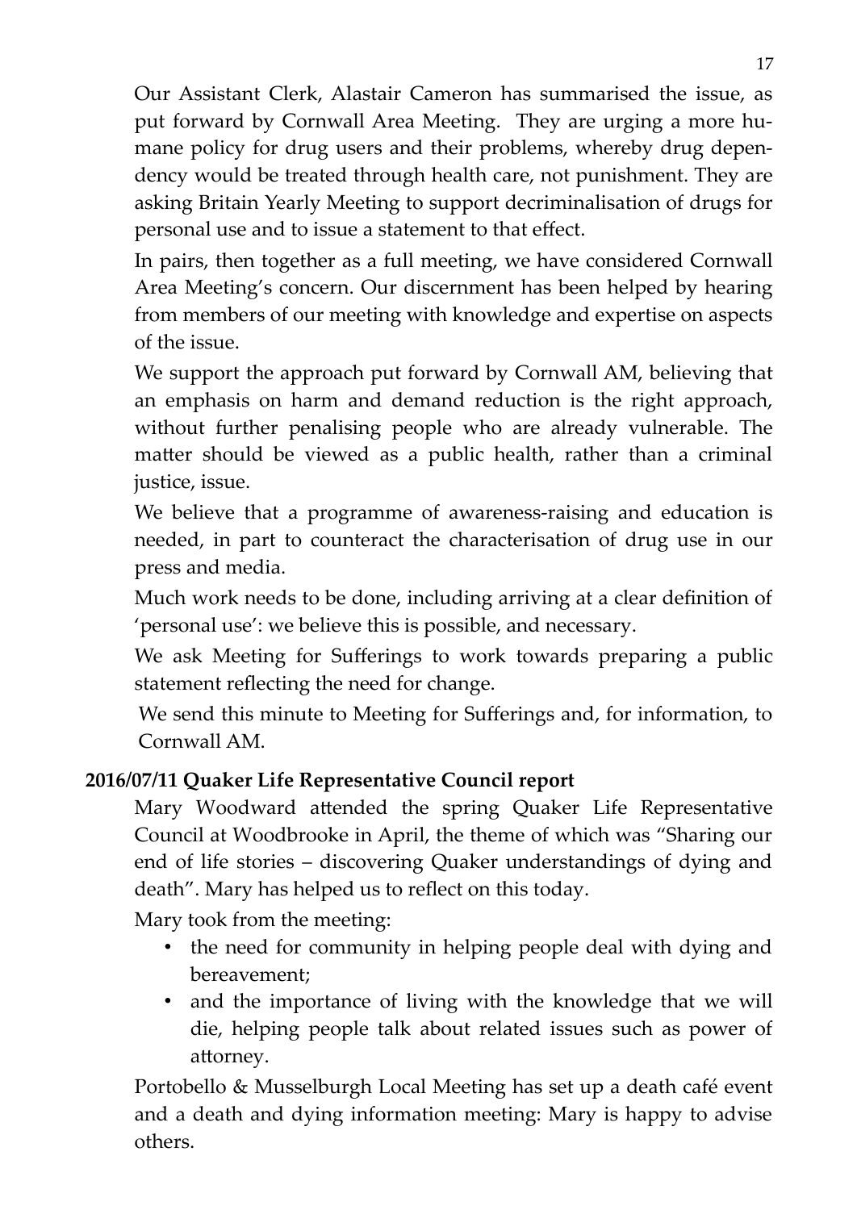Our Assistant Clerk, Alastair Cameron has summarised the issue, as put forward by Cornwall Area Meeting. They are urging a more humane policy for drug users and their problems, whereby drug dependency would be treated through health care, not punishment. They are asking Britain Yearly Meeting to support decriminalisation of drugs for personal use and to issue a statement to that effect.

In pairs, then together as a full meeting, we have considered Cornwall Area Meeting's concern. Our discernment has been helped by hearing from members of our meeting with knowledge and expertise on aspects of the issue.

We support the approach put forward by Cornwall AM, believing that an emphasis on harm and demand reduction is the right approach, without further penalising people who are already vulnerable. The matter should be viewed as a public health, rather than a criminal justice, issue.

We believe that a programme of awareness-raising and education is needed, in part to counteract the characterisation of drug use in our press and media.

Much work needs to be done, including arriving at a clear definition of 'personal use': we believe this is possible, and necessary.

We ask Meeting for Sufferings to work towards preparing a public statement reflecting the need for change.

We send this minute to Meeting for Sufferings and, for information, to Cornwall AM.

**2016/07/11 Quaker Life Representative Council report**

Mary Woodward attended the spring Quaker Life Representative Council at Woodbrooke in April, the theme of which was "Sharing our end of life stories – discovering Quaker understandings of dying and death". Mary has helped us to reflect on this today.

Mary took from the meeting:

- the need for community in helping people deal with dying and bereavement;
- and the importance of living with the knowledge that we will die, helping people talk about related issues such as power of attorney.

Portobello & Musselburgh Local Meeting has set up a death café event and a death and dying information meeting: Mary is happy to advise others.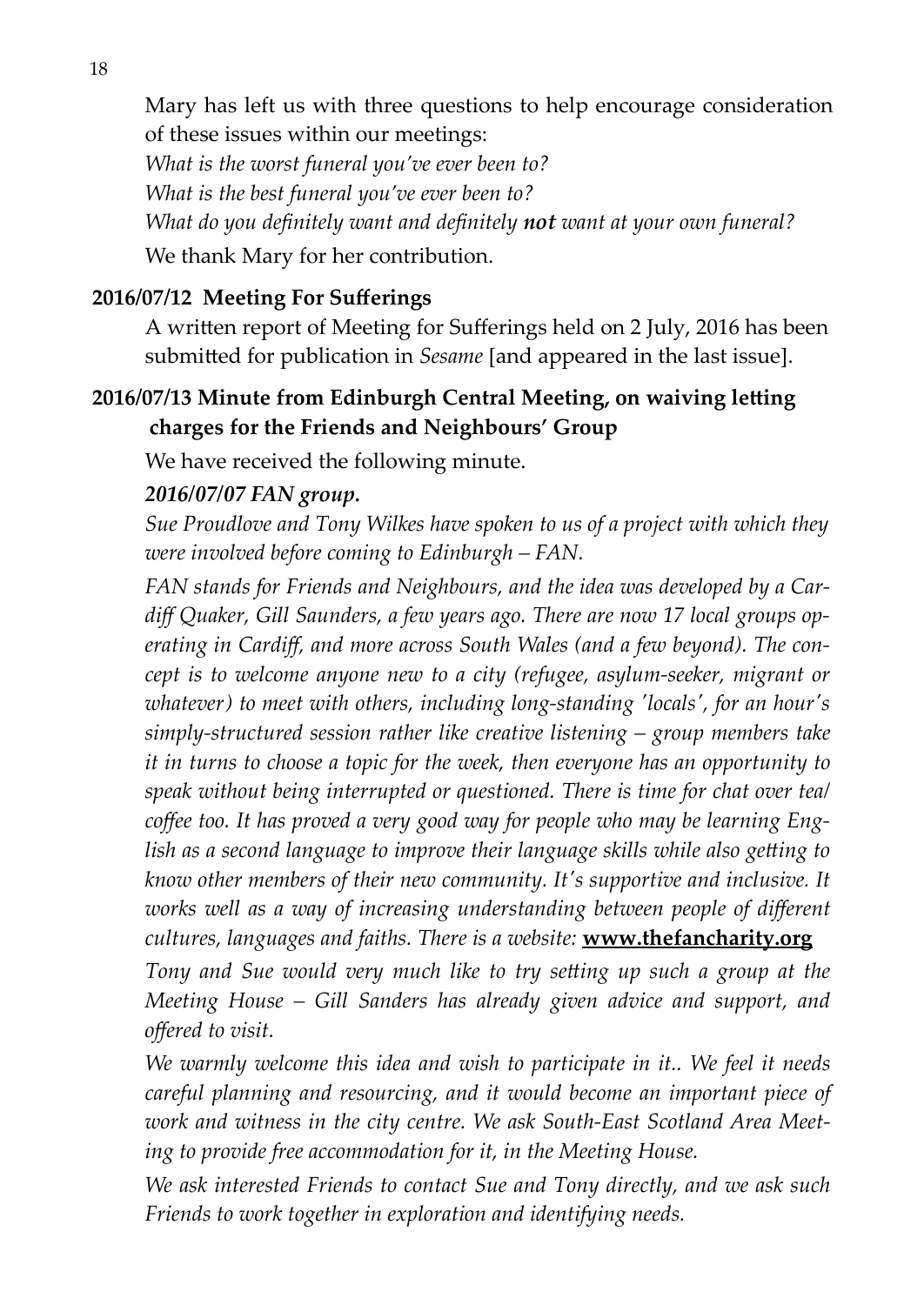Mary has left us with three questions to help encourage consideration of these issues within our meetings:

*What is the worst funeral you've ever been to?*

*What is the best funeral you've ever been to?*

*What do you definitely want and definitely* ***not*** *want at your own funeral?*

We thank Mary for her contribution.

**2016/07/12 Meeting For Sufferings**

A written report of Meeting for Sufferings held on 2 July, 2016 has been submitted for publication in *Sesame* [and appeared in the last issue].

**2016/07/13 Minute from Edinburgh Central Meeting, on waiving letting charges for the Friends and Neighbours' Group**

We have received the following minute.

***2016/07/07 FAN group.***

*Sue Proudlove and Tony Wilkes have spoken to us of a project with which they were involved before coming to Edinburgh – FAN.*

*FAN stands for Friends and Neighbours, and the idea was developed by a Cardiff Quaker, Gill Saunders, a few years ago. There are now 17 local groups operating in Cardiff, and more across South Wales (and a few beyond). The concept is to welcome anyone new to a city (refugee, asylum-seeker, migrant or whatever) to meet with others, including long-standing 'locals', for an hour's simply-structured session rather like creative listening – group members take it in turns to choose a topic for the week, then everyone has an opportunity to speak without being interrupted or questioned. There is time for chat over tea/coffee too. It has proved a very good way for people who may be learning English as a second language to improve their language skills while also getting to know other members of their new community. It's supportive and inclusive. It works well as a way of increasing understanding between people of different cultures, languages and faiths. There is a website:* **www.thefancharity.org**

*Tony and Sue would very much like to try setting up such a group at the Meeting House – Gill Sanders has already given advice and support, and offered to visit.*

*We warmly welcome this idea and wish to participate in it.. We feel it needs careful planning and resourcing, and it would become an important piece of work and witness in the city centre. We ask South-East Scotland Area Meeting to provide free accommodation for it, in the Meeting House.*

*We ask interested Friends to contact Sue and Tony directly, and we ask such Friends to work together in exploration and identifying needs.*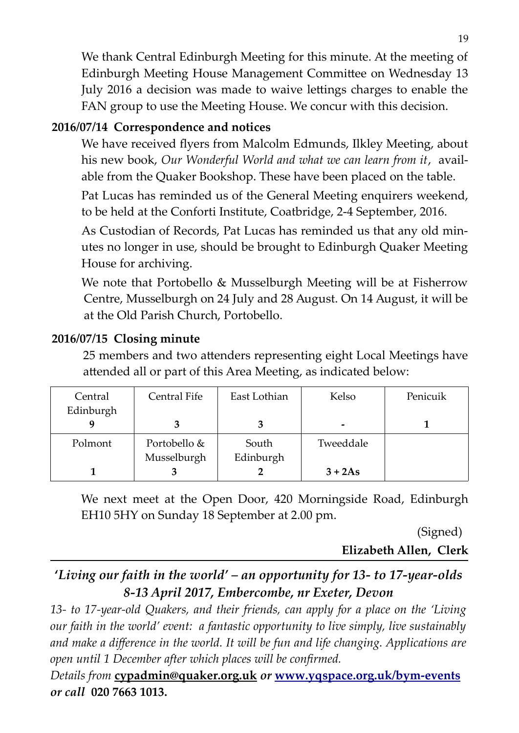We thank Central Edinburgh Meeting for this minute. At the meeting of Edinburgh Meeting House Management Committee on Wednesday 13 July 2016 a decision was made to waive lettings charges to enable the FAN group to use the Meeting House. We concur with this decision.

**2016/07/14 Correspondence and notices**

We have received flyers from Malcolm Edmunds, Ilkley Meeting, about his new book, *Our Wonderful World and what we can learn from it*, available from the Quaker Bookshop. These have been placed on the table.

Pat Lucas has reminded us of the General Meeting enquirers weekend, to be held at the Conforti Institute, Coatbridge, 2-4 September, 2016.

As Custodian of Records, Pat Lucas has reminded us that any old minutes no longer in use, should be brought to Edinburgh Quaker Meeting House for archiving.

We note that Portobello & Musselburgh Meeting will be at Fisherrow Centre, Musselburgh on 24 July and 28 August. On 14 August, it will be at the Old Parish Church, Portobello.

**2016/07/15 Closing minute**

25 members and two attenders representing eight Local Meetings have attended all or part of this Area Meeting, as indicated below:

| Central Edinburgh | Central Fife | East Lothian | Kelso | Penicuik |
|---|---|---|---|---|
| **9** | **3** | **3** | **-** | **1** |
| Polmont | Portobello & Musselburgh | South Edinburgh | Tweeddale | |
| **1** | **3** | **2** | **3 + 2As** | |

We next meet at the Open Door, 420 Morningside Road, Edinburgh EH10 5HY on Sunday 18 September at 2.00 pm.

(Signed)

**Elizabeth Allen, Clerk**

---

***'Living our faith in the world' – an opportunity for 13- to 17-year-olds***
***8-13 April 2017, Embercombe, nr Exeter, Devon***

*13- to 17-year-old Quakers, and their friends, can apply for a place on the 'Living our faith in the world' event: a fantastic opportunity to live simply, live sustainably and make a difference in the world. It will be fun and life changing. Applications are open until 1 December after which places will be confirmed.*

*Details from* **cypadmin@quaker.org.uk** ***or*** **www.yqspace.org.uk/bym-events** ***or call*** **020 7663 1013.**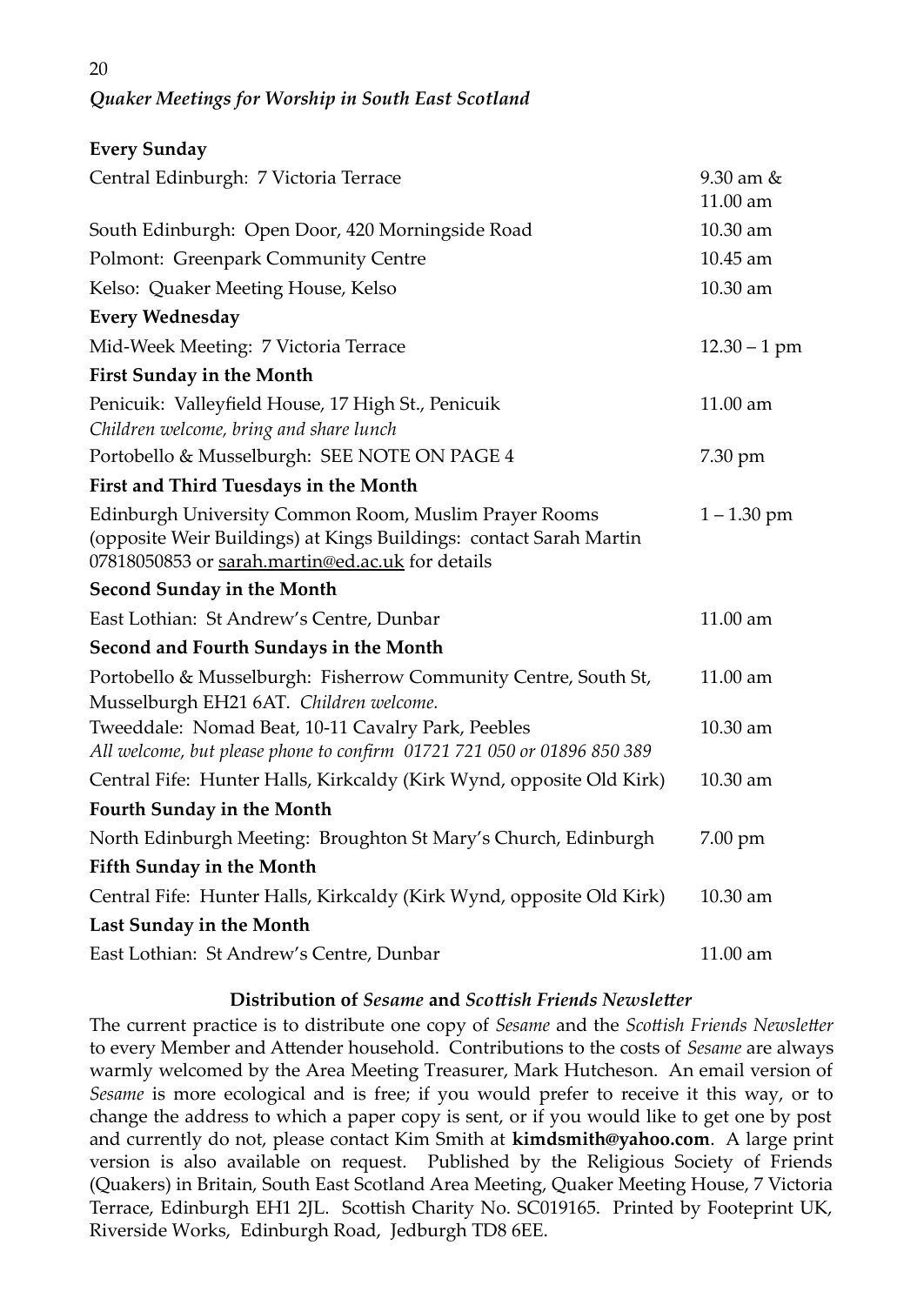## *Quaker Meetings for Worship in South East Scotland*

| | |
|---|---|
| **Every Sunday** | |
| Central Edinburgh: 7 Victoria Terrace | 9.30 am & 11.00 am |
| South Edinburgh: Open Door, 420 Morningside Road | 10.30 am |
| Polmont: Greenpark Community Centre | 10.45 am |
| Kelso: Quaker Meeting House, Kelso | 10.30 am |
| **Every Wednesday** | |
| Mid-Week Meeting: 7 Victoria Terrace | 12.30 – 1 pm |
| **First Sunday in the Month** | |
| Penicuik: Valleyfield House, 17 High St., Penicuik *Children welcome, bring and share lunch* | 11.00 am |
| Portobello & Musselburgh: SEE NOTE ON PAGE 4 | 7.30 pm |
| **First and Third Tuesdays in the Month** | |
| Edinburgh University Common Room, Muslim Prayer Rooms (opposite Weir Buildings) at Kings Buildings: contact Sarah Martin 07818050853 or sarah.martin@ed.ac.uk for details | 1 – 1.30 pm |
| **Second Sunday in the Month** | |
| East Lothian: St Andrew's Centre, Dunbar | 11.00 am |
| **Second and Fourth Sundays in the Month** | |
| Portobello & Musselburgh: Fisherrow Community Centre, South St, Musselburgh EH21 6AT. *Children welcome.* | 11.00 am |
| Tweeddale: Nomad Beat, 10-11 Cavalry Park, Peebles *All welcome, but please phone to confirm 01721 721 050 or 01896 850 389* | 10.30 am |
| Central Fife: Hunter Halls, Kirkcaldy (Kirk Wynd, opposite Old Kirk) | 10.30 am |
| **Fourth Sunday in the Month** | |
| North Edinburgh Meeting: Broughton St Mary's Church, Edinburgh | 7.00 pm |
| **Fifth Sunday in the Month** | |
| Central Fife: Hunter Halls, Kirkcaldy (Kirk Wynd, opposite Old Kirk) | 10.30 am |
| **Last Sunday in the Month** | |
| East Lothian: St Andrew's Centre, Dunbar | 11.00 am |

### Distribution of *Sesame* and *Scottish Friends Newsletter*

The current practice is to distribute one copy of *Sesame* and the *Scottish Friends Newsletter* to every Member and Attender household. Contributions to the costs of *Sesame* are always warmly welcomed by the Area Meeting Treasurer, Mark Hutcheson. An email version of *Sesame* is more ecological and is free; if you would prefer to receive it this way, or to change the address to which a paper copy is sent, or if you would like to get one by post and currently do not, please contact Kim Smith at **kimdsmith@yahoo.com**. A large print version is also available on request. Published by the Religious Society of Friends (Quakers) in Britain, South East Scotland Area Meeting, Quaker Meeting House, 7 Victoria Terrace, Edinburgh EH1 2JL. Scottish Charity No. SC019165. Printed by Footeprint UK, Riverside Works, Edinburgh Road, Jedburgh TD8 6EE.